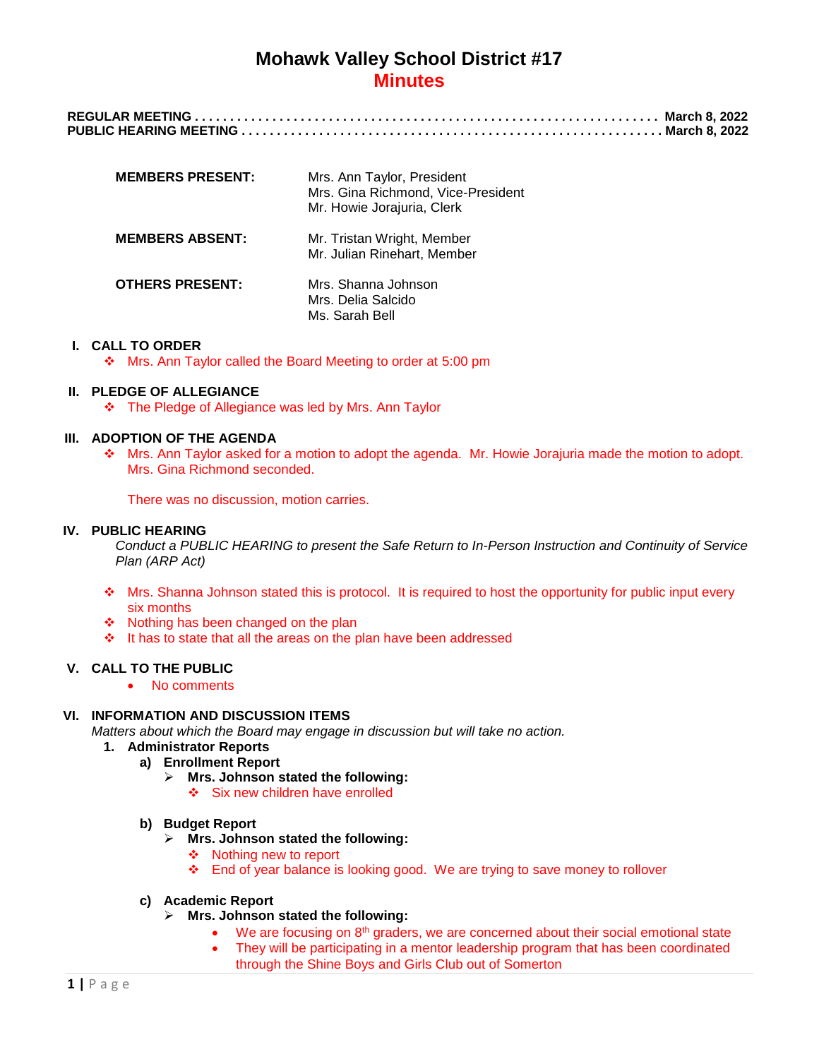# Mohawk Valley School District #17

## Minutes

**REGULAR MEETING . . . . . . . . . . . . . . . . . . . . . . . . . . . . . . . . . . . . . . . . . . . . . . . . . . . . . . . . . . . . . . . . . . March 8, 2022**
**PUBLIC HEARING MEETING . . . . . . . . . . . . . . . . . . . . . . . . . . . . . . . . . . . . . . . . . . . . . . . . . . . . . . . . . . March 8, 2022**

| | |
|---|---|
| **MEMBERS PRESENT:** | Mrs. Ann Taylor, President<br>Mrs. Gina Richmond, Vice-President<br>Mr. Howie Jorajuria, Clerk |
| **MEMBERS ABSENT:** | Mr. Tristan Wright, Member<br>Mr. Julian Rinehart, Member |
| **OTHERS PRESENT:** | Mrs. Shanna Johnson<br>Mrs. Delia Salcido<br>Ms. Sarah Bell |

### I. CALL TO ORDER

- Mrs. Ann Taylor called the Board Meeting to order at 5:00 pm

### II. PLEDGE OF ALLEGIANCE

- The Pledge of Allegiance was led by Mrs. Ann Taylor

### III. ADOPTION OF THE AGENDA

- Mrs. Ann Taylor asked for a motion to adopt the agenda. Mr. Howie Jorajuria made the motion to adopt. Mrs. Gina Richmond seconded.

  There was no discussion, motion carries.

### IV. PUBLIC HEARING

*Conduct a PUBLIC HEARING to present the Safe Return to In-Person Instruction and Continuity of Service Plan (ARP Act)*

- Mrs. Shanna Johnson stated this is protocol. It is required to host the opportunity for public input every six months
- Nothing has been changed on the plan
- It has to state that all the areas on the plan have been addressed

### V. CALL TO THE PUBLIC

- No comments

### VI. INFORMATION AND DISCUSSION ITEMS

*Matters about which the Board may engage in discussion but will take no action.*

1. **Administrator Reports**
   - **a) Enrollment Report**
     - **Mrs. Johnson stated the following:**
       - Six new children have enrolled
   - **b) Budget Report**
     - **Mrs. Johnson stated the following:**
       - Nothing new to report
       - End of year balance is looking good. We are trying to save money to rollover
   - **c) Academic Report**
     - **Mrs. Johnson stated the following:**
       - We are focusing on 8th graders, we are concerned about their social emotional state
       - They will be participating in a mentor leadership program that has been coordinated through the Shine Boys and Girls Club out of Somerton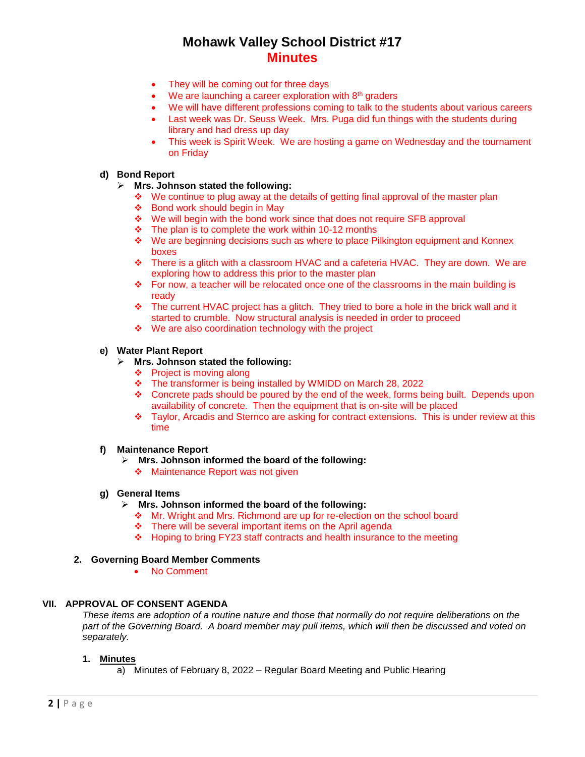- They will be coming out for three days
- We are launching a career exploration with 8th graders
- We will have different professions coming to talk to the students about various careers
- Last week was Dr. Seuss Week. Mrs. Puga did fun things with the students during library and had dress up day
- This week is Spirit Week. We are hosting a game on Wednesday and the tournament on Friday

**d) Bond Report**

- **Mrs. Johnson stated the following:**
  - We continue to plug away at the details of getting final approval of the master plan
  - Bond work should begin in May
  - We will begin with the bond work since that does not require SFB approval
  - The plan is to complete the work within 10-12 months
  - We are beginning decisions such as where to place Pilkington equipment and Konnex boxes
  - There is a glitch with a classroom HVAC and a cafeteria HVAC. They are down. We are exploring how to address this prior to the master plan
  - For now, a teacher will be relocated once one of the classrooms in the main building is ready
  - The current HVAC project has a glitch. They tried to bore a hole in the brick wall and it started to crumble. Now structural analysis is needed in order to proceed
  - We are also coordination technology with the project

**e) Water Plant Report**

- **Mrs. Johnson stated the following:**
  - Project is moving along
  - The transformer is being installed by WMIDD on March 28, 2022
  - Concrete pads should be poured by the end of the week, forms being built. Depends upon availability of concrete. Then the equipment that is on-site will be placed
  - Taylor, Arcadis and Sternco are asking for contract extensions. This is under review at this time

**f) Maintenance Report**

- **Mrs. Johnson informed the board of the following:**
  - Maintenance Report was not given

**g) General Items**

- **Mrs. Johnson informed the board of the following:**
  - Mr. Wright and Mrs. Richmond are up for re-election on the school board
  - There will be several important items on the April agenda
  - Hoping to bring FY23 staff contracts and health insurance to the meeting

**2. Governing Board Member Comments**

- No Comment

## VII. APPROVAL OF CONSENT AGENDA

*These items are adoption of a routine nature and those that normally do not require deliberations on the part of the Governing Board. A board member may pull items, which will then be discussed and voted on separately.*

**1. <u>Minutes</u>**

a) Minutes of February 8, 2022 – Regular Board Meeting and Public Hearing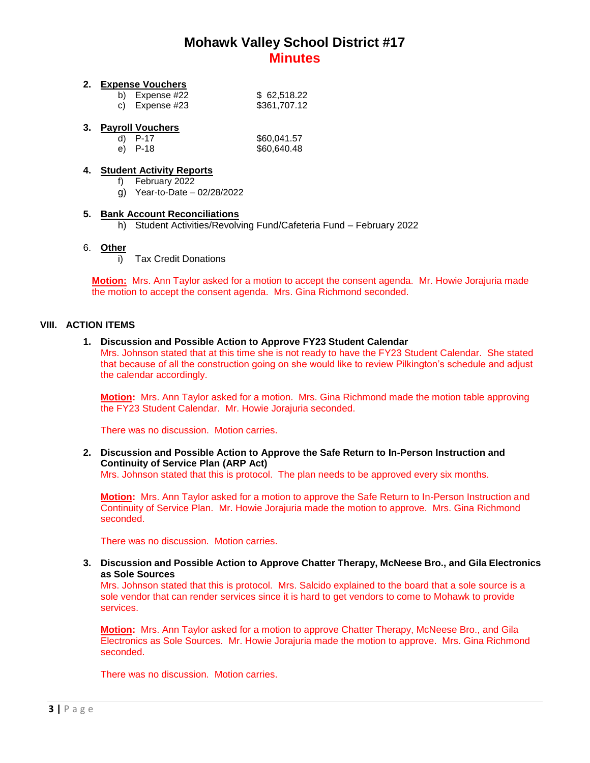# Mohawk Valley School District #17
## Minutes

2. **Expense Vouchers**
   - b) Expense #22 — $ 62,518.22
   - c) Expense #23 — $361,707.12

3. **Payroll Vouchers**
   - d) P-17 — $60,041.57
   - e) P-18 — $60,640.48

4. **Student Activity Reports**
   - f) February 2022
   - g) Year-to-Date – 02/28/2022

5. **Bank Account Reconciliations**
   - h) Student Activities/Revolving Fund/Cafeteria Fund – February 2022

6. **Other**
   - i) Tax Credit Donations

**Motion:** Mrs. Ann Taylor asked for a motion to accept the consent agenda. Mr. Howie Jorajuria made the motion to accept the consent agenda. Mrs. Gina Richmond seconded.

### VIII. ACTION ITEMS

1. **Discussion and Possible Action to Approve FY23 Student Calendar**

   Mrs. Johnson stated that at this time she is not ready to have the FY23 Student Calendar. She stated that because of all the construction going on she would like to review Pilkington's schedule and adjust the calendar accordingly.

   **Motion:** Mrs. Ann Taylor asked for a motion. Mrs. Gina Richmond made the motion table approving the FY23 Student Calendar. Mr. Howie Jorajuria seconded.

   There was no discussion. Motion carries.

2. **Discussion and Possible Action to Approve the Safe Return to In-Person Instruction and Continuity of Service Plan (ARP Act)**

   Mrs. Johnson stated that this is protocol. The plan needs to be approved every six months.

   **Motion:** Mrs. Ann Taylor asked for a motion to approve the Safe Return to In-Person Instruction and Continuity of Service Plan. Mr. Howie Jorajuria made the motion to approve. Mrs. Gina Richmond seconded.

   There was no discussion. Motion carries.

3. **Discussion and Possible Action to Approve Chatter Therapy, McNeese Bro., and Gila Electronics as Sole Sources**

   Mrs. Johnson stated that this is protocol. Mrs. Salcido explained to the board that a sole source is a sole vendor that can render services since it is hard to get vendors to come to Mohawk to provide services.

   **Motion:** Mrs. Ann Taylor asked for a motion to approve Chatter Therapy, McNeese Bro., and Gila Electronics as Sole Sources. Mr. Howie Jorajuria made the motion to approve. Mrs. Gina Richmond seconded.

   There was no discussion. Motion carries.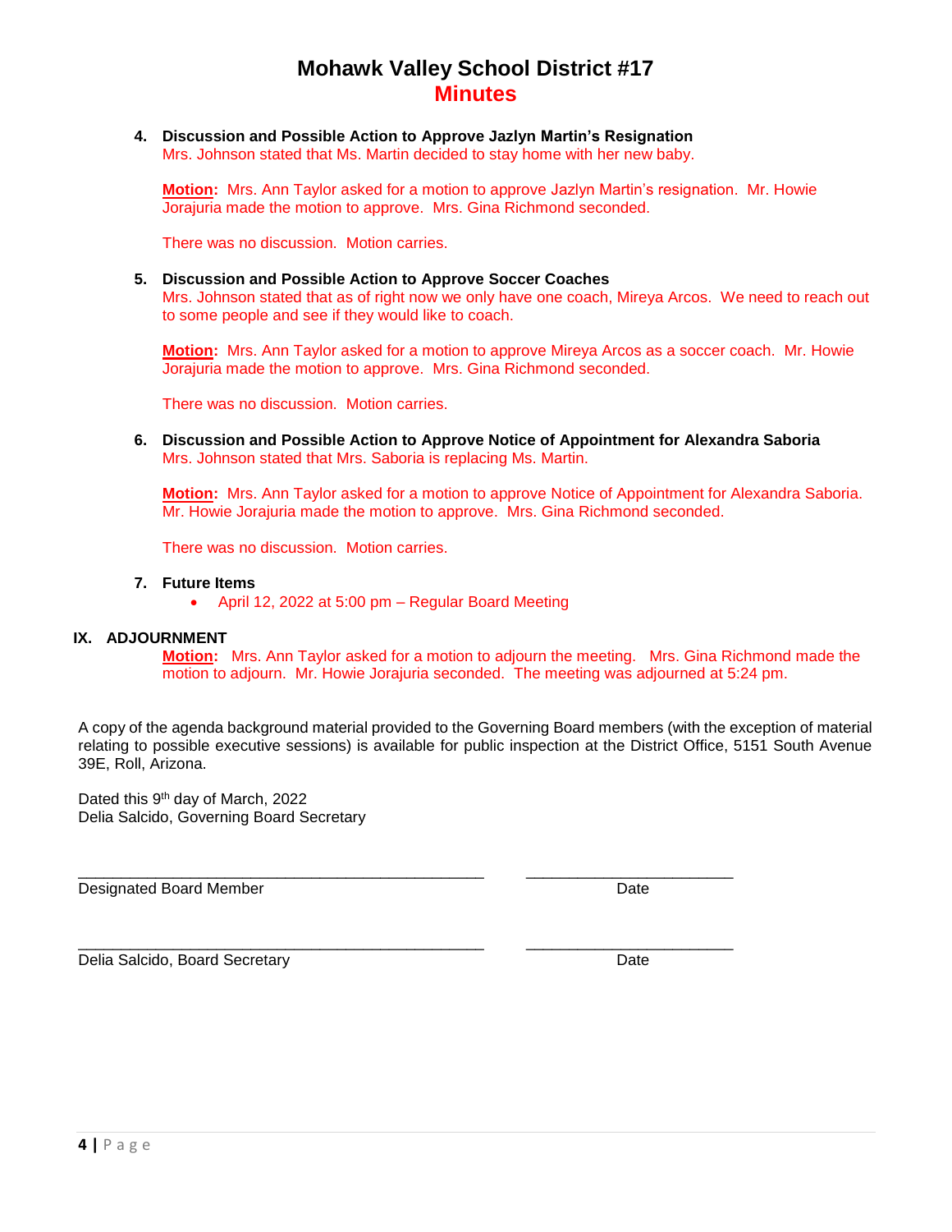# Mohawk Valley School District #17

## Minutes

4. **Discussion and Possible Action to Approve Jazlyn Martin's Resignation**
   Mrs. Johnson stated that Ms. Martin decided to stay home with her new baby.

   **Motion:** Mrs. Ann Taylor asked for a motion to approve Jazlyn Martin's resignation. Mr. Howie Jorajuria made the motion to approve. Mrs. Gina Richmond seconded.

   There was no discussion. Motion carries.

5. **Discussion and Possible Action to Approve Soccer Coaches**
   Mrs. Johnson stated that as of right now we only have one coach, Mireya Arcos. We need to reach out to some people and see if they would like to coach.

   **Motion:** Mrs. Ann Taylor asked for a motion to approve Mireya Arcos as a soccer coach. Mr. Howie Jorajuria made the motion to approve. Mrs. Gina Richmond seconded.

   There was no discussion. Motion carries.

6. **Discussion and Possible Action to Approve Notice of Appointment for Alexandra Saboria**
   Mrs. Johnson stated that Mrs. Saboria is replacing Ms. Martin.

   **Motion:** Mrs. Ann Taylor asked for a motion to approve Notice of Appointment for Alexandra Saboria. Mr. Howie Jorajuria made the motion to approve. Mrs. Gina Richmond seconded.

   There was no discussion. Motion carries.

7. **Future Items**
   - April 12, 2022 at 5:00 pm – Regular Board Meeting

**IX. ADJOURNMENT**

**Motion:** Mrs. Ann Taylor asked for a motion to adjourn the meeting. Mrs. Gina Richmond made the motion to adjourn. Mr. Howie Jorajuria seconded. The meeting was adjourned at 5:24 pm.

A copy of the agenda background material provided to the Governing Board members (with the exception of material relating to possible executive sessions) is available for public inspection at the District Office, 5151 South Avenue 39E, Roll, Arizona.

Dated this 9th day of March, 2022
Delia Salcido, Governing Board Secretary

_______________________________________ ____________________
Designated Board Member Date

_______________________________________ ____________________
Delia Salcido, Board Secretary Date